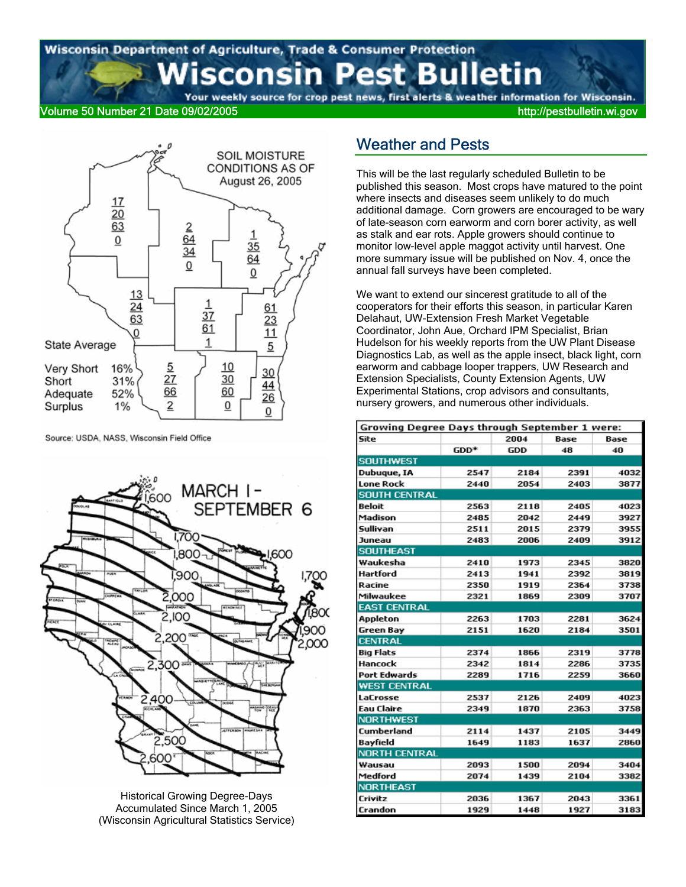# Wisconsin Pest Bulletin

Wisconsin Department of Agriculture, Trade & Consumer Protection

Your weekly source for crop pest news, first alerts & weather information for Wisconsin.

Volume 50 Number 21 Date 09/02/2005 http://pestbulletin.wi.gov

SOIL MOISTURE CONDITIONS AS OF August 26, 2005

State Average

Very Short 16%
Short 31%
Adequate 52%
Surplus 1%

Source: USDA, NASS, Wisconsin Field Office

MARCH 1 - SEPTEMBER 6

Historical Growing Degree-Days Accumulated Since March 1, 2005 (Wisconsin Agricultural Statistics Service)

## Weather and Pests

This will be the last regularly scheduled Bulletin to be published this season. Most crops have matured to the point where insects and diseases seem unlikely to do much additional damage. Corn growers are encouraged to be wary of late-season corn earworm and corn borer activity, as well as stalk and ear rots. Apple growers should continue to monitor low-level apple maggot activity until harvest. One more summary issue will be published on Nov. 4, once the annual fall surveys have been completed.

We want to extend our sincerest gratitude to all of the cooperators for their efforts this season, in particular Karen Delahaut, UW-Extension Fresh Market Vegetable Coordinator, John Aue, Orchard IPM Specialist, Brian Hudelson for his weekly reports from the UW Plant Disease Diagnostics Lab, as well as the apple insect, black light, corn earworm and cabbage looper trappers, UW Research and Extension Specialists, County Extension Agents, UW Experimental Stations, crop advisors and consultants, nursery growers, and numerous other individuals.

**Growing Degree Days through September 1 were:**

| Site | GDD* | 2004 GDD | Base 48 | Base 40 |
|---|---|---|---|---|
| **SOUTHWEST** | | | | |
| Dubuque, IA | 2547 | 2184 | 2391 | 4032 |
| Lone Rock | 2440 | 2054 | 2403 | 3877 |
| **SOUTH CENTRAL** | | | | |
| Beloit | 2563 | 2118 | 2405 | 4023 |
| Madison | 2485 | 2042 | 2449 | 3927 |
| Sullivan | 2511 | 2015 | 2379 | 3955 |
| Juneau | 2483 | 2006 | 2409 | 3912 |
| **SOUTHEAST** | | | | |
| Waukesha | 2410 | 1973 | 2345 | 3820 |
| Hartford | 2413 | 1941 | 2392 | 3819 |
| Racine | 2350 | 1919 | 2364 | 3738 |
| Milwaukee | 2321 | 1869 | 2309 | 3707 |
| **EAST CENTRAL** | | | | |
| Appleton | 2263 | 1703 | 2281 | 3624 |
| Green Bay | 2151 | 1620 | 2184 | 3501 |
| **CENTRAL** | | | | |
| Big Flats | 2374 | 1866 | 2319 | 3778 |
| Hancock | 2342 | 1814 | 2286 | 3735 |
| Port Edwards | 2289 | 1716 | 2259 | 3660 |
| **WEST CENTRAL** | | | | |
| LaCrosse | 2537 | 2126 | 2409 | 4023 |
| Eau Claire | 2349 | 1870 | 2363 | 3758 |
| **NORTHWEST** | | | | |
| Cumberland | 2114 | 1437 | 2105 | 3449 |
| Bayfield | 1649 | 1183 | 1637 | 2860 |
| **NORTH CENTRAL** | | | | |
| Wausau | 2093 | 1500 | 2094 | 3404 |
| Medford | 2074 | 1439 | 2104 | 3382 |
| **NORTHEAST** | | | | |
| Crivitz | 2036 | 1367 | 2043 | 3361 |
| Crandon | 1929 | 1448 | 1927 | 3183 |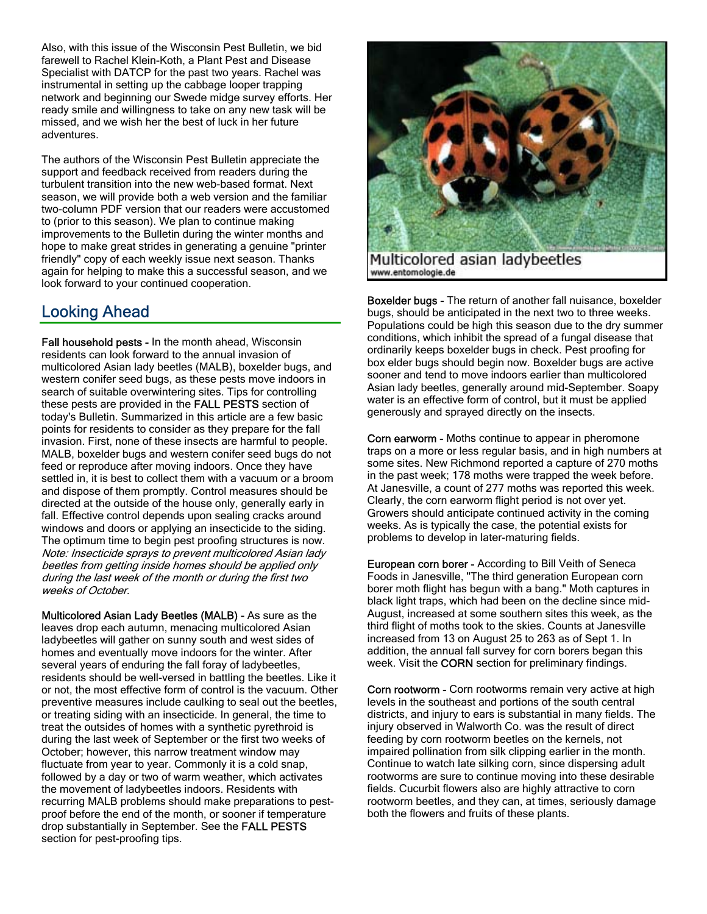Also, with this issue of the Wisconsin Pest Bulletin, we bid farewell to Rachel Klein-Koth, a Plant Pest and Disease Specialist with DATCP for the past two years. Rachel was instrumental in setting up the cabbage looper trapping network and beginning our Swede midge survey efforts. Her ready smile and willingness to take on any new task will be missed, and we wish her the best of luck in her future adventures.

The authors of the Wisconsin Pest Bulletin appreciate the support and feedback received from readers during the turbulent transition into the new web-based format. Next season, we will provide both a web version and the familiar two-column PDF version that our readers were accustomed to (prior to this season). We plan to continue making improvements to the Bulletin during the winter months and hope to make great strides in generating a genuine "printer friendly" copy of each weekly issue next season. Thanks again for helping to make this a successful season, and we look forward to your continued cooperation.

## Looking Ahead

**Fall household pests -** In the month ahead, Wisconsin residents can look forward to the annual invasion of multicolored Asian lady beetles (MALB), boxelder bugs, and western conifer seed bugs, as these pests move indoors in search of suitable overwintering sites. Tips for controlling these pests are provided in the **FALL PESTS** section of today's Bulletin. Summarized in this article are a few basic points for residents to consider as they prepare for the fall invasion. First, none of these insects are harmful to people. MALB, boxelder bugs and western conifer seed bugs do not feed or reproduce after moving indoors. Once they have settled in, it is best to collect them with a vacuum or a broom and dispose of them promptly. Control measures should be directed at the outside of the house only, generally early in fall. Effective control depends upon sealing cracks around windows and doors or applying an insecticide to the siding. The optimum time to begin pest proofing structures is now. *Note: Insecticide sprays to prevent multicolored Asian lady beetles from getting inside homes should be applied only during the last week of the month or during the first two weeks of October.*

**Multicolored Asian Lady Beetles (MALB) -** As sure as the leaves drop each autumn, menacing multicolored Asian ladybeetles will gather on sunny south and west sides of homes and eventually move indoors for the winter. After several years of enduring the fall foray of ladybeetles, residents should be well-versed in battling the beetles. Like it or not, the most effective form of control is the vacuum. Other preventive measures include caulking to seal out the beetles, or treating siding with an insecticide. In general, the time to treat the outsides of homes with a synthetic pyrethroid is during the last week of September or the first two weeks of October; however, this narrow treatment window may fluctuate from year to year. Commonly it is a cold snap, followed by a day or two of warm weather, which activates the movement of ladybeetles indoors. Residents with recurring MALB problems should make preparations to pest-proof before the end of the month, or sooner if temperature drop substantially in September. See the **FALL PESTS** section for pest-proofing tips.

Multicolored asian ladybeetles
www.entomologie.de

**Boxelder bugs -** The return of another fall nuisance, boxelder bugs, should be anticipated in the next two to three weeks. Populations could be high this season due to the dry summer conditions, which inhibit the spread of a fungal disease that ordinarily keeps boxelder bugs in check. Pest proofing for box elder bugs should begin now. Boxelder bugs are active sooner and tend to move indoors earlier than multicolored Asian lady beetles, generally around mid-September. Soapy water is an effective form of control, but it must be applied generously and sprayed directly on the insects.

**Corn earworm -** Moths continue to appear in pheromone traps on a more or less regular basis, and in high numbers at some sites. New Richmond reported a capture of 270 moths in the past week; 178 moths were trapped the week before. At Janesville, a count of 277 moths was reported this week. Clearly, the corn earworm flight period is not over yet. Growers should anticipate continued activity in the coming weeks. As is typically the case, the potential exists for problems to develop in later-maturing fields.

**European corn borer -** According to Bill Veith of Seneca Foods in Janesville, "The third generation European corn borer moth flight has begun with a bang." Moth captures in black light traps, which had been on the decline since mid-August, increased at some southern sites this week, as the third flight of moths took to the skies. Counts at Janesville increased from 13 on August 25 to 263 as of Sept 1. In addition, the annual fall survey for corn borers began this week. Visit the **CORN** section for preliminary findings.

**Corn rootworm -** Corn rootworms remain very active at high levels in the southeast and portions of the south central districts, and injury to ears is substantial in many fields. The injury observed in Walworth Co. was the result of direct feeding by corn rootworm beetles on the kernels, not impaired pollination from silk clipping earlier in the month. Continue to watch late silking corn, since dispersing adult rootworms are sure to continue moving into these desirable fields. Cucurbit flowers also are highly attractive to corn rootworm beetles, and they can, at times, seriously damage both the flowers and fruits of these plants.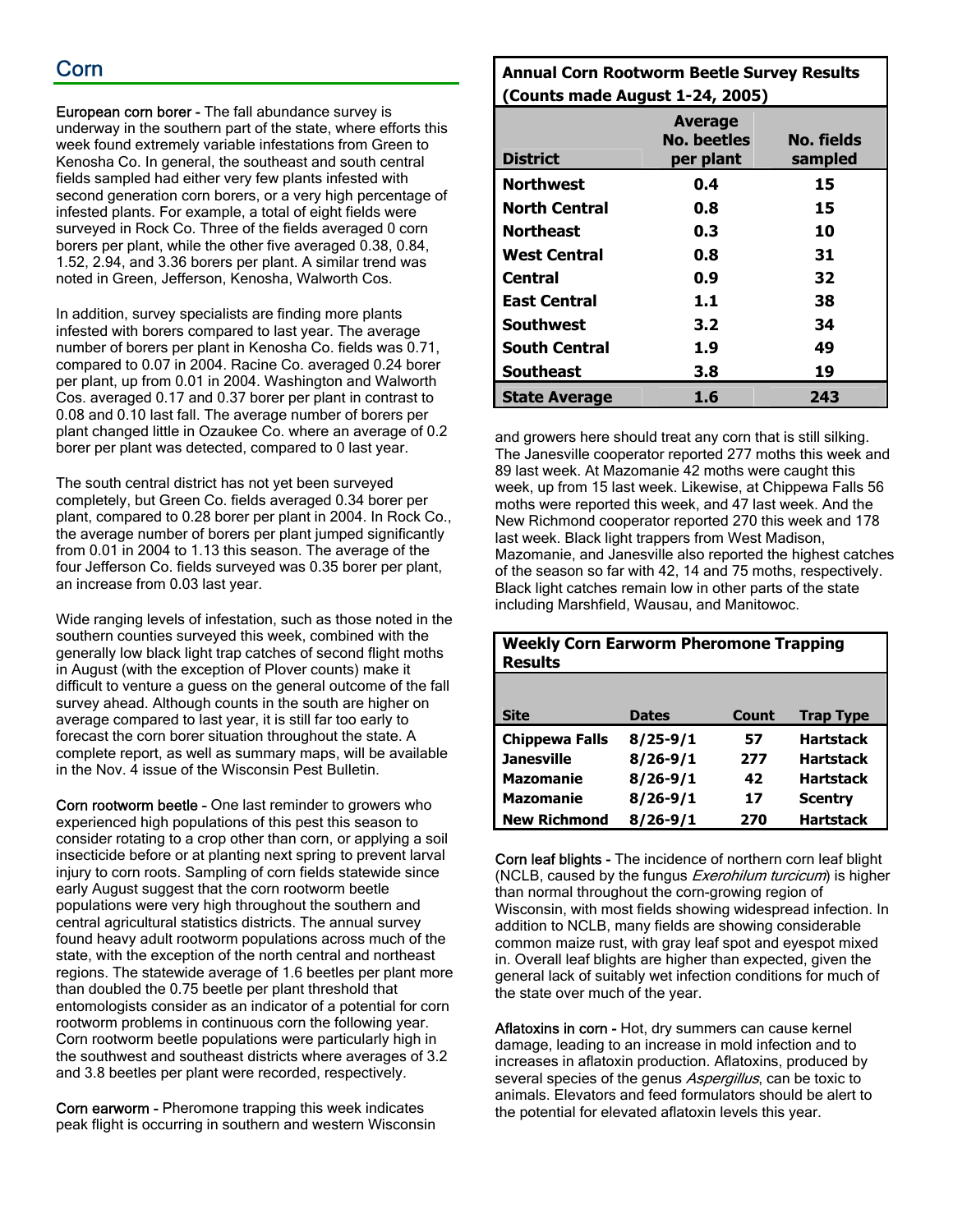## Corn

**European corn borer -** The fall abundance survey is underway in the southern part of the state, where efforts this week found extremely variable infestations from Green to Kenosha Co. In general, the southeast and south central fields sampled had either very few plants infested with second generation corn borers, or a very high percentage of infested plants. For example, a total of eight fields were surveyed in Rock Co. Three of the fields averaged 0 corn borers per plant, while the other five averaged 0.38, 0.84, 1.52, 2.94, and 3.36 borers per plant. A similar trend was noted in Green, Jefferson, Kenosha, Walworth Cos.

In addition, survey specialists are finding more plants infested with borers compared to last year. The average number of borers per plant in Kenosha Co. fields was 0.71, compared to 0.07 in 2004. Racine Co. averaged 0.24 borer per plant, up from 0.01 in 2004. Washington and Walworth Cos. averaged 0.17 and 0.37 borer per plant in contrast to 0.08 and 0.10 last fall. The average number of borers per plant changed little in Ozaukee Co. where an average of 0.2 borer per plant was detected, compared to 0 last year.

The south central district has not yet been surveyed completely, but Green Co. fields averaged 0.34 borer per plant, compared to 0.28 borer per plant in 2004. In Rock Co., the average number of borers per plant jumped significantly from 0.01 in 2004 to 1.13 this season. The average of the four Jefferson Co. fields surveyed was 0.35 borer per plant, an increase from 0.03 last year.

Wide ranging levels of infestation, such as those noted in the southern counties surveyed this week, combined with the generally low black light trap catches of second flight moths in August (with the exception of Plover counts) make it difficult to venture a guess on the general outcome of the fall survey ahead. Although counts in the south are higher on average compared to last year, it is still far too early to forecast the corn borer situation throughout the state. A complete report, as well as summary maps, will be available in the Nov. 4 issue of the Wisconsin Pest Bulletin.

**Corn rootworm beetle -** One last reminder to growers who experienced high populations of this pest this season to consider rotating to a crop other than corn, or applying a soil insecticide before or at planting next spring to prevent larval injury to corn roots. Sampling of corn fields statewide since early August suggest that the corn rootworm beetle populations were very high throughout the southern and central agricultural statistics districts. The annual survey found heavy adult rootworm populations across much of the state, with the exception of the north central and northeast regions. The statewide average of 1.6 beetles per plant more than doubled the 0.75 beetle per plant threshold that entomologists consider as an indicator of a potential for corn rootworm problems in continuous corn the following year. Corn rootworm beetle populations were particularly high in the southwest and southeast districts where averages of 3.2 and 3.8 beetles per plant were recorded, respectively.

**Annual Corn Rootworm Beetle Survey Results (Counts made August 1-24, 2005)**

| District | Average No. beetles per plant | No. fields sampled |
|---|---|---|
| Northwest | 0.4 | 15 |
| North Central | 0.8 | 15 |
| Northeast | 0.3 | 10 |
| West Central | 0.8 | 31 |
| Central | 0.9 | 32 |
| East Central | 1.1 | 38 |
| Southwest | 3.2 | 34 |
| South Central | 1.9 | 49 |
| Southeast | 3.8 | 19 |
| **State Average** | **1.6** | **243** |

**Corn earworm -** Pheromone trapping this week indicates peak flight is occurring in southern and western Wisconsin and growers here should treat any corn that is still silking. The Janesville cooperator reported 277 moths this week and 89 last week. At Mazomanie 42 moths were caught this week, up from 15 last week. Likewise, at Chippewa Falls 56 moths were reported this week, and 47 last week. And the New Richmond cooperator reported 270 this week and 178 last week. Black light trappers from West Madison, Mazomanie, and Janesville also reported the highest catches of the season so far with 42, 14 and 75 moths, respectively. Black light catches remain low in other parts of the state including Marshfield, Wausau, and Manitowoc.

**Weekly Corn Earworm Pheromone Trapping Results**

| Site | Dates | Count | Trap Type |
|---|---|---|---|
| Chippewa Falls | 8/25-9/1 | 57 | Hartstack |
| Janesville | 8/26-9/1 | 277 | Hartstack |
| Mazomanie | 8/26-9/1 | 42 | Hartstack |
| Mazomanie | 8/26-9/1 | 17 | Scentry |
| New Richmond | 8/26-9/1 | 270 | Hartstack |

**Corn leaf blights -** The incidence of northern corn leaf blight (NCLB, caused by the fungus *Exerohilum turcicum*) is higher than normal throughout the corn-growing region of Wisconsin, with most fields showing widespread infection. In addition to NCLB, many fields are showing considerable common maize rust, with gray leaf spot and eyespot mixed in. Overall leaf blights are higher than expected, given the general lack of suitably wet infection conditions for much of the state over much of the year.

**Aflatoxins in corn -** Hot, dry summers can cause kernel damage, leading to an increase in mold infection and to increases in aflatoxin production. Aflatoxins, produced by several species of the genus *Aspergillus*, can be toxic to animals. Elevators and feed formulators should be alert to the potential for elevated aflatoxin levels this year.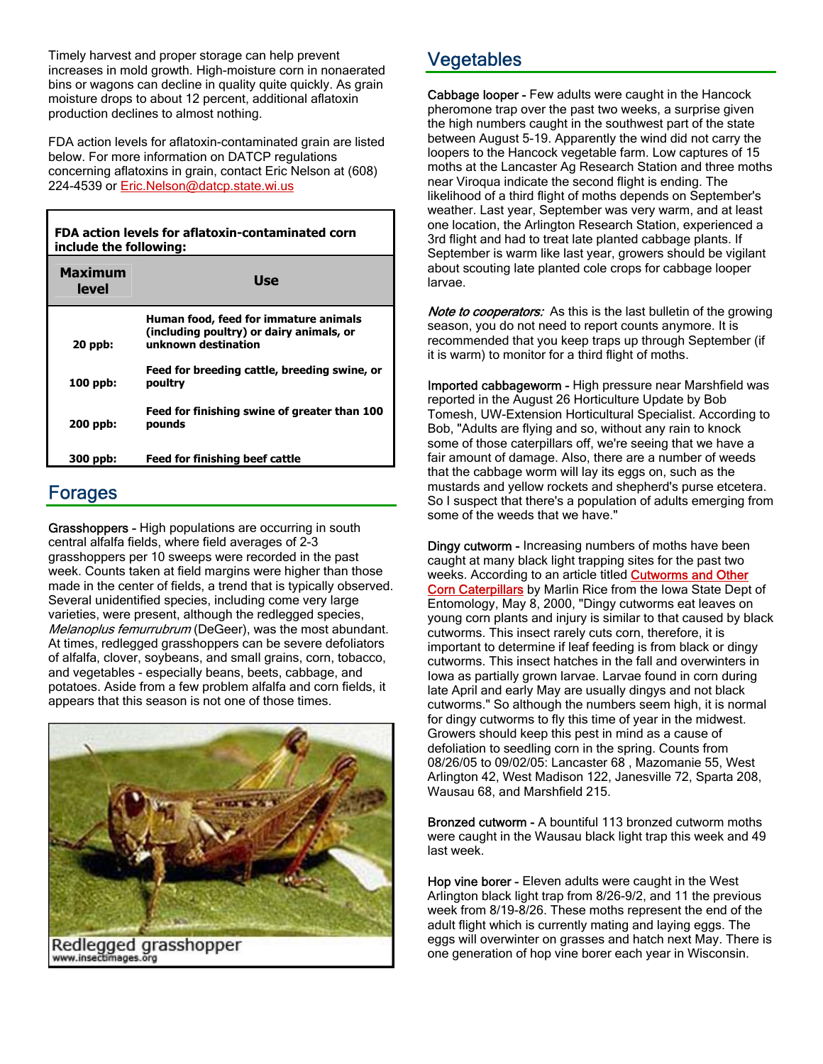Timely harvest and proper storage can help prevent increases in mold growth. High-moisture corn in nonaerated bins or wagons can decline in quality quite quickly. As grain moisture drops to about 12 percent, additional aflatoxin production declines to almost nothing.

FDA action levels for aflatoxin-contaminated grain are listed below. For more information on DATCP regulations concerning aflatoxins in grain, contact Eric Nelson at (608) 224-4539 or Eric.Nelson@datcp.state.wi.us

**FDA action levels for aflatoxin-contaminated corn include the following:**

| Maximum level | Use |
|---|---|
| **20 ppb:** | **Human food, feed for immature animals (including poultry) or dairy animals, or unknown destination** |
| **100 ppb:** | **Feed for breeding cattle, breeding swine, or poultry** |
| **200 ppb:** | **Feed for finishing swine of greater than 100 pounds** |
| **300 ppb:** | **Feed for finishing beef cattle** |

## Forages

Grasshoppers - High populations are occurring in south central alfalfa fields, where field averages of 2-3 grasshoppers per 10 sweeps were recorded in the past week. Counts taken at field margins were higher than those made in the center of fields, a trend that is typically observed. Several unidentified species, including come very large varieties, were present, although the redlegged species, *Melanoplus femurrubrum* (DeGeer), was the most abundant. At times, redlegged grasshoppers can be severe defoliators of alfalfa, clover, soybeans, and small grains, corn, tobacco, and vegetables - especially beans, beets, cabbage, and potatoes. Aside from a few problem alfalfa and corn fields, it appears that this season is not one of those times.

Redlegged grasshopper
www.insectimages.org

## Vegetables

Cabbage looper - Few adults were caught in the Hancock pheromone trap over the past two weeks, a surprise given the high numbers caught in the southwest part of the state between August 5-19. Apparently the wind did not carry the loopers to the Hancock vegetable farm. Low captures of 15 moths at the Lancaster Ag Research Station and three moths near Viroqua indicate the second flight is ending. The likelihood of a third flight of moths depends on September's weather. Last year, September was very warm, and at least one location, the Arlington Research Station, experienced a 3rd flight and had to treat late planted cabbage plants. If September is warm like last year, growers should be vigilant about scouting late planted cole crops for cabbage looper larvae.

*Note to cooperators:* As this is the last bulletin of the growing season, you do not need to report counts anymore. It is recommended that you keep traps up through September (if it is warm) to monitor for a third flight of moths.

Imported cabbageworm - High pressure near Marshfield was reported in the August 26 Horticulture Update by Bob Tomesh, UW-Extension Horticultural Specialist. According to Bob, "Adults are flying and so, without any rain to knock some of those caterpillars off, we're seeing that we have a fair amount of damage. Also, there are a number of weeds that the cabbage worm will lay its eggs on, such as the mustards and yellow rockets and shepherd's purse etcetera. So I suspect that there's a population of adults emerging from some of the weeds that we have."

Dingy cutworm - Increasing numbers of moths have been caught at many black light trapping sites for the past two weeks. According to an article titled Cutworms and Other Corn Caterpillars by Marlin Rice from the Iowa State Dept of Entomology, May 8, 2000, "Dingy cutworms eat leaves on young corn plants and injury is similar to that caused by black cutworms. This insect rarely cuts corn, therefore, it is important to determine if leaf feeding is from black or dingy cutworms. This insect hatches in the fall and overwinters in Iowa as partially grown larvae. Larvae found in corn during late April and early May are usually dingys and not black cutworms." So although the numbers seem high, it is normal for dingy cutworms to fly this time of year in the midwest. Growers should keep this pest in mind as a cause of defoliation to seedling corn in the spring. Counts from 08/26/05 to 09/02/05: Lancaster 68 , Mazomanie 55, West Arlington 42, West Madison 122, Janesville 72, Sparta 208, Wausau 68, and Marshfield 215.

Bronzed cutworm - A bountiful 113 bronzed cutworm moths were caught in the Wausau black light trap this week and 49 last week.

Hop vine borer - Eleven adults were caught in the West Arlington black light trap from 8/26-9/2, and 11 the previous week from 8/19-8/26. These moths represent the end of the adult flight which is currently mating and laying eggs. The eggs will overwinter on grasses and hatch next May. There is one generation of hop vine borer each year in Wisconsin.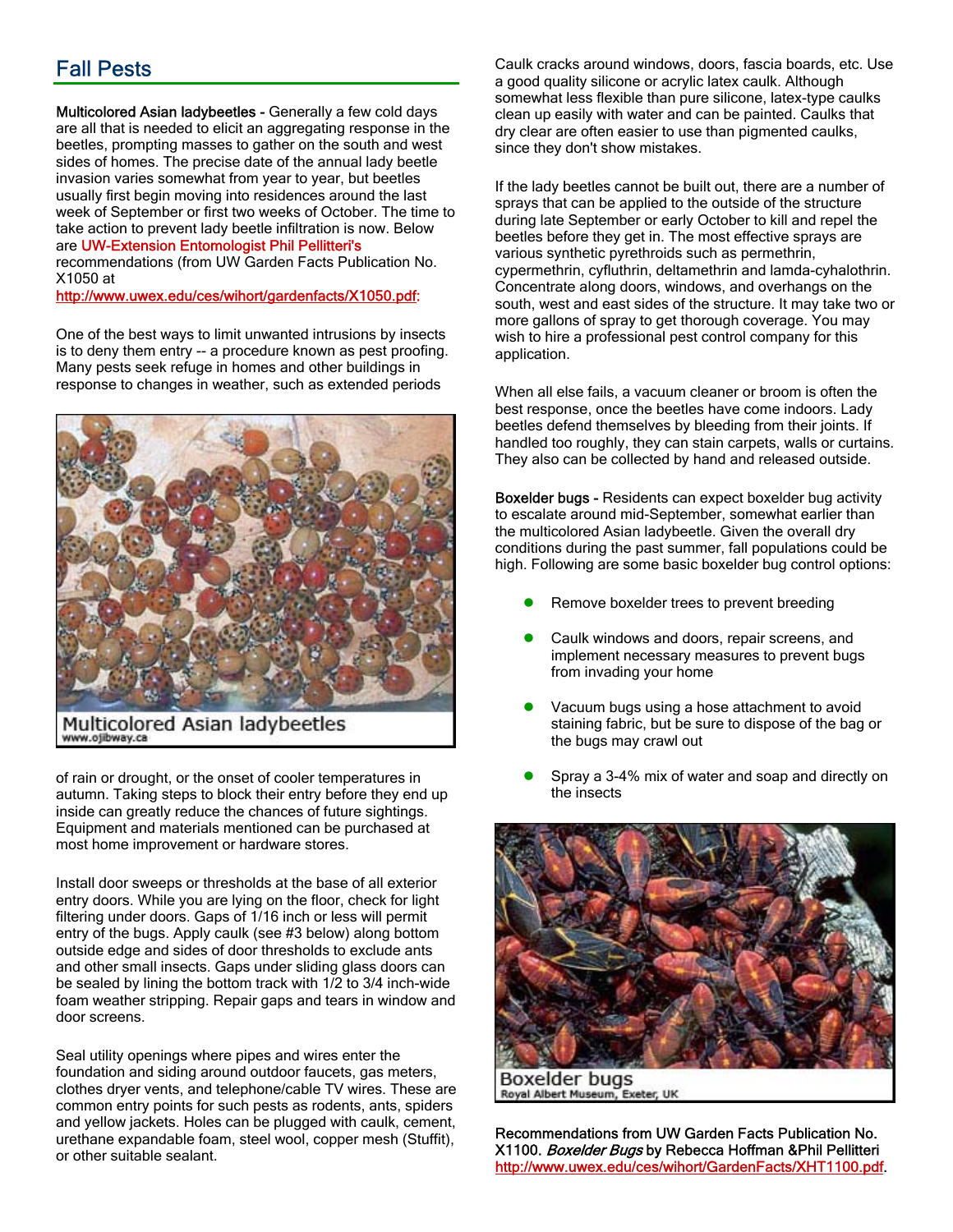## Fall Pests

**Multicolored Asian ladybeetles -** Generally a few cold days are all that is needed to elicit an aggregating response in the beetles, prompting masses to gather on the south and west sides of homes. The precise date of the annual lady beetle invasion varies somewhat from year to year, but beetles usually first begin moving into residences around the last week of September or first two weeks of October. The time to take action to prevent lady beetle infiltration is now. Below are UW-Extension Entomologist Phil Pellitteri's recommendations (from UW Garden Facts Publication No. X1050 at http://www.uwex.edu/ces/wihort/gardenfacts/X1050.pdf:

One of the best ways to limit unwanted intrusions by insects is to deny them entry -- a procedure known as pest proofing. Many pests seek refuge in homes and other buildings in response to changes in weather, such as extended periods of rain or drought, or the onset of cooler temperatures in autumn. Taking steps to block their entry before they end up inside can greatly reduce the chances of future sightings. Equipment and materials mentioned can be purchased at most home improvement or hardware stores.

Multicolored Asian ladybeetles
www.ojibway.ca

Install door sweeps or thresholds at the base of all exterior entry doors. While you are lying on the floor, check for light filtering under doors. Gaps of 1/16 inch or less will permit entry of the bugs. Apply caulk (see #3 below) along bottom outside edge and sides of door thresholds to exclude ants and other small insects. Gaps under sliding glass doors can be sealed by lining the bottom track with 1/2 to 3/4 inch-wide foam weather stripping. Repair gaps and tears in window and door screens.

Seal utility openings where pipes and wires enter the foundation and siding around outdoor faucets, gas meters, clothes dryer vents, and telephone/cable TV wires. These are common entry points for such pests as rodents, ants, spiders and yellow jackets. Holes can be plugged with caulk, cement, urethane expandable foam, steel wool, copper mesh (Stuffit), or other suitable sealant.

Caulk cracks around windows, doors, fascia boards, etc. Use a good quality silicone or acrylic latex caulk. Although somewhat less flexible than pure silicone, latex-type caulks clean up easily with water and can be painted. Caulks that dry clear are often easier to use than pigmented caulks, since they don't show mistakes.

If the lady beetles cannot be built out, there are a number of sprays that can be applied to the outside of the structure during late September or early October to kill and repel the beetles before they get in. The most effective sprays are various synthetic pyrethroids such as permethrin, cypermethrin, cyfluthrin, deltamethrin and lamda-cyhalothrin. Concentrate along doors, windows, and overhangs on the south, west and east sides of the structure. It may take two or more gallons of spray to get thorough coverage. You may wish to hire a professional pest control company for this application.

When all else fails, a vacuum cleaner or broom is often the best response, once the beetles have come indoors. Lady beetles defend themselves by bleeding from their joints. If handled too roughly, they can stain carpets, walls or curtains. They also can be collected by hand and released outside.

**Boxelder bugs -** Residents can expect boxelder bug activity to escalate around mid-September, somewhat earlier than the multicolored Asian ladybeetle. Given the overall dry conditions during the past summer, fall populations could be high. Following are some basic boxelder bug control options:

- Remove boxelder trees to prevent breeding
- Caulk windows and doors, repair screens, and implement necessary measures to prevent bugs from invading your home
- Vacuum bugs using a hose attachment to avoid staining fabric, but be sure to dispose of the bag or the bugs may crawl out
- Spray a 3-4% mix of water and soap and directly on the insects

Boxelder bugs
Royal Albert Museum, Exeter, UK

Recommendations from UW Garden Facts Publication No. X1100. *Boxelder Bugs* by Rebecca Hoffman &Phil Pellitteri http://www.uwex.edu/ces/wihort/GardenFacts/XHT1100.pdf.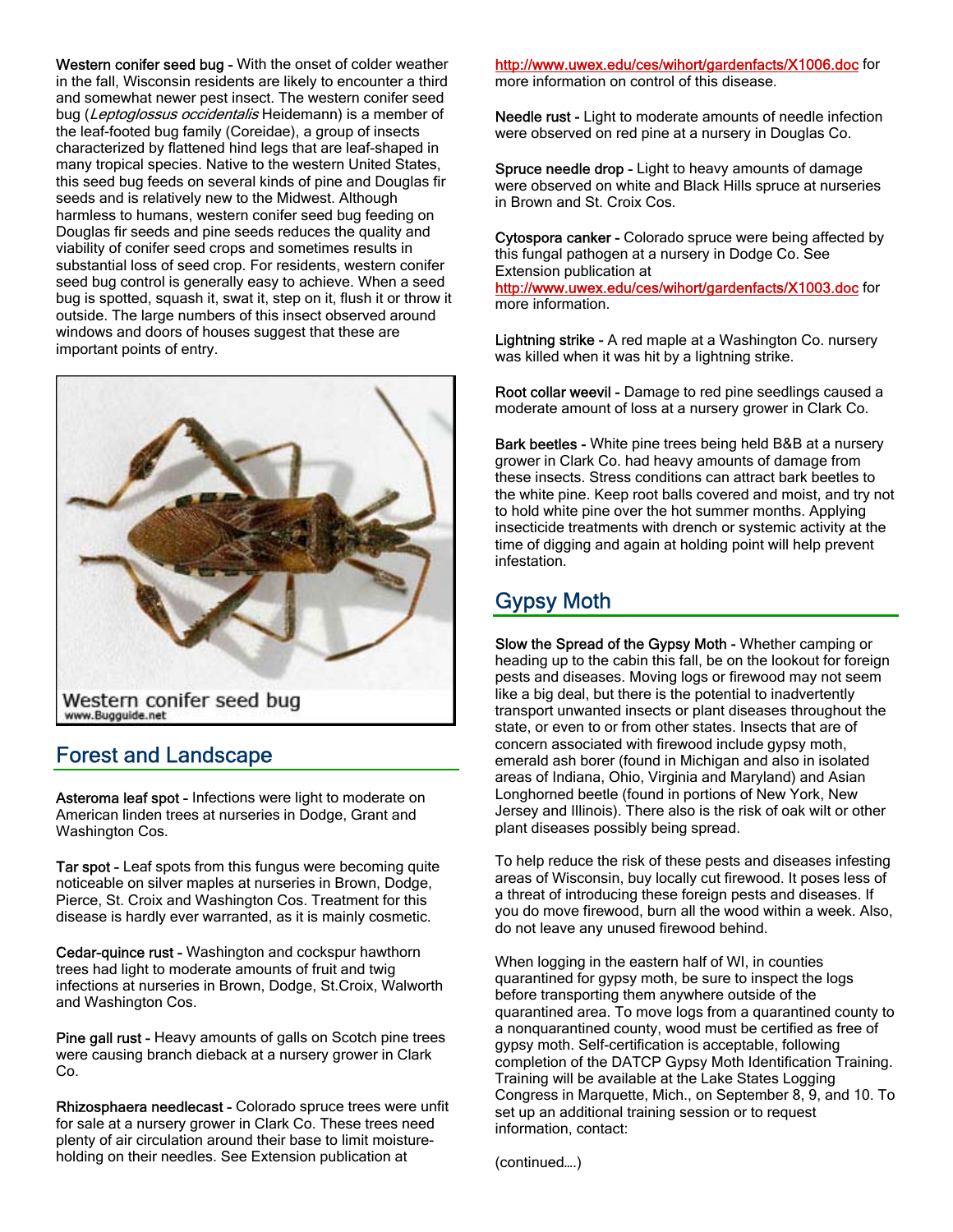**Western conifer seed bug -** With the onset of colder weather in the fall, Wisconsin residents are likely to encounter a third and somewhat newer pest insect. The western conifer seed bug (*Leptoglossus occidentalis* Heidemann) is a member of the leaf-footed bug family (Coreidae), a group of insects characterized by flattened hind legs that are leaf-shaped in many tropical species. Native to the western United States, this seed bug feeds on several kinds of pine and Douglas fir seeds and is relatively new to the Midwest. Although harmless to humans, western conifer seed bug feeding on Douglas fir seeds and pine seeds reduces the quality and viability of conifer seed crops and sometimes results in substantial loss of seed crop. For residents, western conifer seed bug control is generally easy to achieve. When a seed bug is spotted, squash it, swat it, step on it, flush it or throw it outside. The large numbers of this insect observed around windows and doors of houses suggest that these are important points of entry.

Western conifer seed bug
www.Bugguide.net

## Forest and Landscape

**Asteroma leaf spot -** Infections were light to moderate on American linden trees at nurseries in Dodge, Grant and Washington Cos.

**Tar spot -** Leaf spots from this fungus were becoming quite noticeable on silver maples at nurseries in Brown, Dodge, Pierce, St. Croix and Washington Cos. Treatment for this disease is hardly ever warranted, as it is mainly cosmetic.

**Cedar-quince rust -** Washington and cockspur hawthorn trees had light to moderate amounts of fruit and twig infections at nurseries in Brown, Dodge, St.Croix, Walworth and Washington Cos.

**Pine gall rust -** Heavy amounts of galls on Scotch pine trees were causing branch dieback at a nursery grower in Clark Co.

**Rhizosphaera needlecast -** Colorado spruce trees were unfit for sale at a nursery grower in Clark Co. These trees need plenty of air circulation around their base to limit moisture-holding on their needles. See Extension publication at http://www.uwex.edu/ces/wihort/gardenfacts/X1006.doc for more information on control of this disease.

**Needle rust -** Light to moderate amounts of needle infection were observed on red pine at a nursery in Douglas Co.

**Spruce needle drop -** Light to heavy amounts of damage were observed on white and Black Hills spruce at nurseries in Brown and St. Croix Cos.

**Cytospora canker -** Colorado spruce were being affected by this fungal pathogen at a nursery in Dodge Co. See Extension publication at http://www.uwex.edu/ces/wihort/gardenfacts/X1003.doc for more information.

**Lightning strike -** A red maple at a Washington Co. nursery was killed when it was hit by a lightning strike.

**Root collar weevil -** Damage to red pine seedlings caused a moderate amount of loss at a nursery grower in Clark Co.

**Bark beetles -** White pine trees being held B&B at a nursery grower in Clark Co. had heavy amounts of damage from these insects. Stress conditions can attract bark beetles to the white pine. Keep root balls covered and moist, and try not to hold white pine over the hot summer months. Applying insecticide treatments with drench or systemic activity at the time of digging and again at holding point will help prevent infestation.

## Gypsy Moth

**Slow the Spread of the Gypsy Moth -** Whether camping or heading up to the cabin this fall, be on the lookout for foreign pests and diseases. Moving logs or firewood may not seem like a big deal, but there is the potential to inadvertently transport unwanted insects or plant diseases throughout the state, or even to or from other states. Insects that are of concern associated with firewood include gypsy moth, emerald ash borer (found in Michigan and also in isolated areas of Indiana, Ohio, Virginia and Maryland) and Asian Longhorned beetle (found in portions of New York, New Jersey and Illinois). There also is the risk of oak wilt or other plant diseases possibly being spread.

To help reduce the risk of these pests and diseases infesting areas of Wisconsin, buy locally cut firewood. It poses less of a threat of introducing these foreign pests and diseases. If you do move firewood, burn all the wood within a week. Also, do not leave any unused firewood behind.

When logging in the eastern half of WI, in counties quarantined for gypsy moth, be sure to inspect the logs before transporting them anywhere outside of the quarantined area. To move logs from a quarantined county to a nonquarantined county, wood must be certified as free of gypsy moth. Self-certification is acceptable, following completion of the DATCP Gypsy Moth Identification Training. Training will be available at the Lake States Logging Congress in Marquette, Mich., on September 8, 9, and 10. To set up an additional training session or to request information, contact:

(continued....)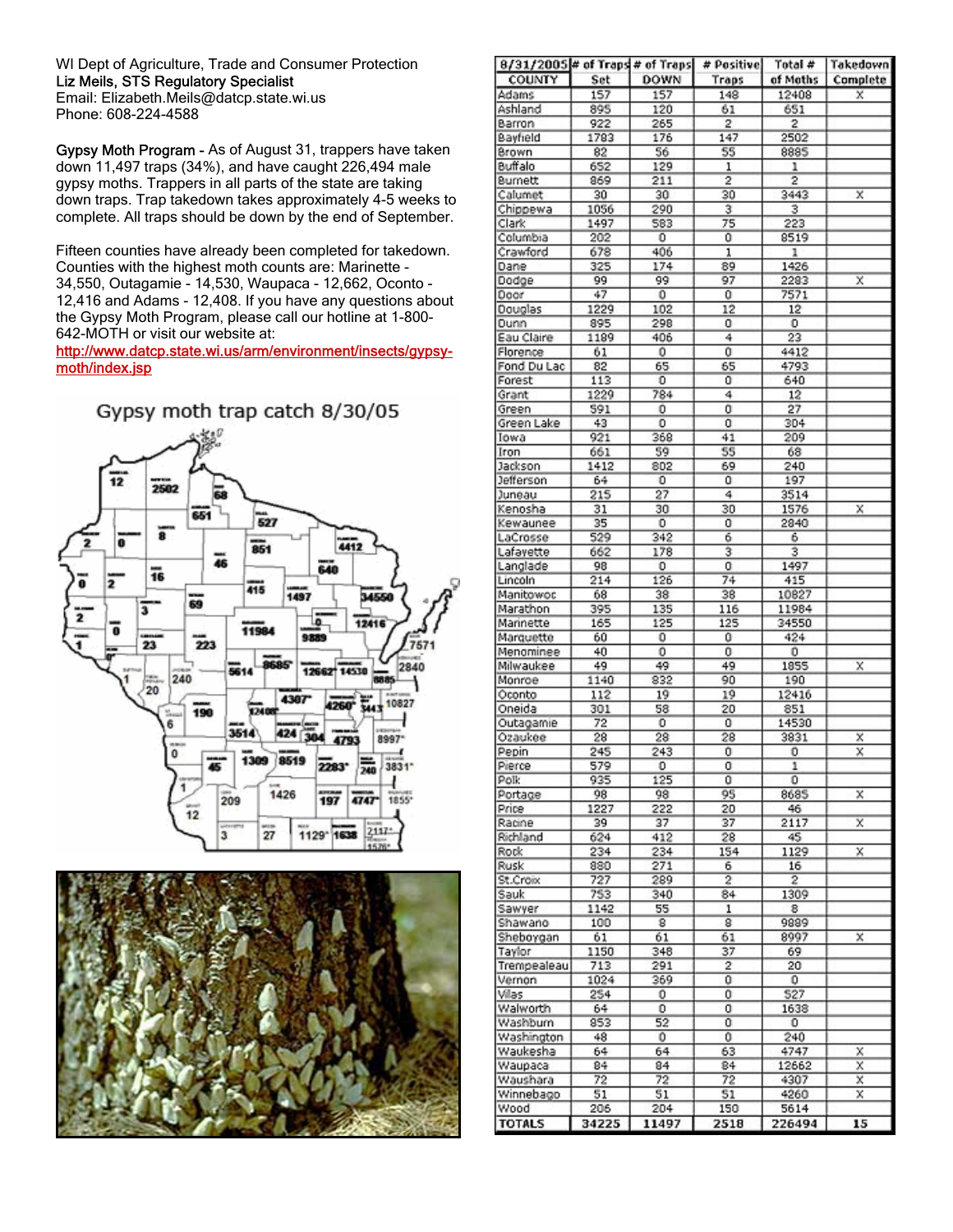WI Dept of Agriculture, Trade and Consumer Protection
**Liz Meils, STS Regulatory Specialist**
Email: Elizabeth.Meils@datcp.state.wi.us
Phone: 608-224-4588

Gypsy Moth Program - As of August 31, trappers have taken down 11,497 traps (34%), and have caught 226,494 male gypsy moths. Trappers in all parts of the state are taking down traps. Trap takedown takes approximately 4-5 weeks to complete. All traps should be down by the end of September.

Fifteen counties have already been completed for takedown. Counties with the highest moth counts are: Marinette - 34,550, Outagamie - 14,530, Waupaca - 12,662, Oconto - 12,416 and Adams - 12,408. If you have any questions about the Gypsy Moth Program, please call our hotline at 1-800-642-MOTH or visit our website at: http://www.datcp.state.wi.us/arm/environment/insects/gypsy-moth/index.jsp

Gypsy moth trap catch 8/30/05

| 8/31/2005 COUNTY | # of Traps Set | # of Traps DOWN | # Positive Traps | Total # of Moths | Takedown Complete |
|---|---|---|---|---|---|
| Adams | 157 | 157 | 148 | 12408 | X |
| Ashland | 895 | 120 | 61 | 651 | |
| Barron | 922 | 265 | 2 | 2 | |
| Bayfield | 1783 | 176 | 147 | 2502 | |
| Brown | 82 | 56 | 55 | 8885 | |
| Buffalo | 652 | 129 | 1 | 1 | |
| Burnett | 869 | 211 | 2 | 2 | |
| Calumet | 30 | 30 | 30 | 3443 | X |
| Chippewa | 1056 | 290 | 3 | 3 | |
| Clark | 1497 | 583 | 75 | 223 | |
| Columbia | 202 | 0 | 0 | 8519 | |
| Crawford | 678 | 406 | 1 | 1 | |
| Dane | 325 | 174 | 89 | 1426 | |
| Dodge | 99 | 99 | 97 | 2283 | X |
| Door | 47 | 0 | 0 | 7571 | |
| Douglas | 1229 | 102 | 12 | 12 | |
| Dunn | 895 | 298 | 0 | 0 | |
| Eau Claire | 1189 | 406 | 4 | 23 | |
| Florence | 61 | 0 | 0 | 4412 | |
| Fond Du Lac | 82 | 65 | 65 | 4793 | |
| Forest | 113 | 0 | 0 | 640 | |
| Grant | 1229 | 784 | 4 | 12 | |
| Green | 591 | 0 | 0 | 27 | |
| Green Lake | 43 | 0 | 0 | 304 | |
| Iowa | 921 | 368 | 41 | 209 | |
| Iron | 661 | 59 | 55 | 68 | |
| Jackson | 1412 | 802 | 69 | 240 | |
| Jefferson | 64 | 0 | 0 | 197 | |
| Juneau | 215 | 27 | 4 | 3514 | |
| Kenosha | 31 | 30 | 30 | 1576 | X |
| Kewaunee | 35 | 0 | 0 | 2840 | |
| LaCrosse | 529 | 342 | 6 | 6 | |
| Lafayette | 662 | 178 | 3 | 3 | |
| Langlade | 98 | 0 | 0 | 1497 | |
| Lincoln | 214 | 126 | 74 | 415 | |
| Manitowoc | 68 | 38 | 38 | 10827 | |
| Marathon | 395 | 135 | 116 | 11984 | |
| Marinette | 165 | 125 | 125 | 34550 | |
| Marquette | 60 | 0 | 0 | 424 | |
| Menominee | 40 | 0 | 0 | 0 | |
| Milwaukee | 49 | 49 | 49 | 1855 | X |
| Monroe | 1140 | 832 | 90 | 190 | |
| Oconto | 112 | 19 | 19 | 12416 | |
| Oneida | 301 | 58 | 20 | 851 | |
| Outagamie | 72 | 0 | 0 | 14530 | |
| Ozaukee | 28 | 28 | 28 | 3831 | X |
| Pepin | 245 | 243 | 0 | 0 | X |
| Pierce | 579 | 0 | 0 | 1 | |
| Polk | 935 | 125 | 0 | 0 | |
| Portage | 98 | 98 | 95 | 8685 | X |
| Price | 1227 | 222 | 20 | 46 | |
| Racine | 39 | 37 | 37 | 2117 | X |
| Richland | 624 | 412 | 28 | 45 | |
| Rock | 234 | 234 | 154 | 1129 | X |
| Rusk | 880 | 271 | 6 | 16 | |
| St.Croix | 727 | 289 | 2 | 2 | |
| Sauk | 753 | 340 | 84 | 1309 | |
| Sawyer | 1142 | 55 | 1 | 8 | |
| Shawano | 100 | 8 | 8 | 9889 | |
| Sheboygan | 61 | 61 | 61 | 8997 | X |
| Taylor | 1150 | 348 | 37 | 69 | |
| Trempealeau | 713 | 291 | 2 | 20 | |
| Vernon | 1024 | 369 | 0 | 0 | |
| Vilas | 254 | 0 | 0 | 527 | |
| Walworth | 64 | 0 | 0 | 1638 | |
| Washburn | 853 | 52 | 0 | 0 | |
| Washington | 48 | 0 | 0 | 240 | |
| Waukesha | 64 | 64 | 63 | 4747 | X |
| Waupaca | 84 | 84 | 84 | 12662 | X |
| Waushara | 72 | 72 | 72 | 4307 | X |
| Winnebago | 51 | 51 | 51 | 4260 | X |
| Wood | 206 | 204 | 150 | 5614 | |
| **TOTALS** | **34225** | **11497** | **2518** | **226494** | **15** |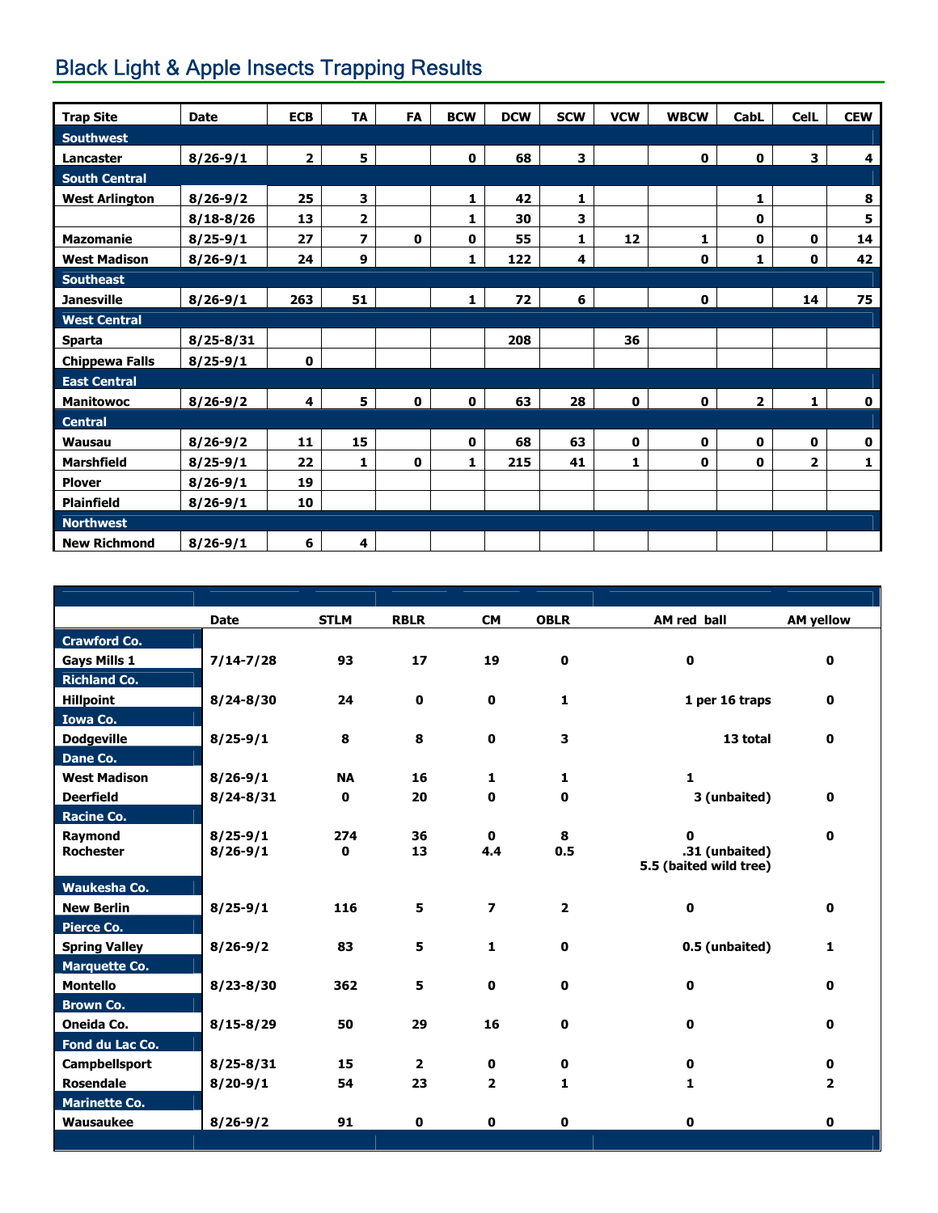## Black Light & Apple Insects Trapping Results

| Trap Site | Date | ECB | TA | FA | BCW | DCW | SCW | VCW | WBCW | CabL | CelL | CEW |
|---|---|---|---|---|---|---|---|---|---|---|---|---|
| **Southwest** | | | | | | | | | | | | |
| Lancaster | 8/26-9/1 | 2 | 5 | | 0 | 68 | 3 | | 0 | 0 | 3 | 4 |
| **South Central** | | | | | | | | | | | | |
| West Arlington | 8/26-9/2 | 25 | 3 | | 1 | 42 | 1 | | | 1 | | 8 |
| | 8/18-8/26 | 13 | 2 | | 1 | 30 | 3 | | | 0 | | 5 |
| Mazomanie | 8/25-9/1 | 27 | 7 | 0 | 0 | 55 | 1 | 12 | 1 | 0 | 0 | 14 |
| West Madison | 8/26-9/1 | 24 | 9 | | 1 | 122 | 4 | | 0 | 1 | 0 | 42 |
| **Southeast** | | | | | | | | | | | | |
| Janesville | 8/26-9/1 | 263 | 51 | | 1 | 72 | 6 | | 0 | | 14 | 75 |
| **West Central** | | | | | | | | | | | | |
| Sparta | 8/25-8/31 | | | | | 208 | | 36 | | | | |
| Chippewa Falls | 8/25-9/1 | 0 | | | | | | | | | | |
| **East Central** | | | | | | | | | | | | |
| Manitowoc | 8/26-9/2 | 4 | 5 | 0 | 0 | 63 | 28 | 0 | 0 | 2 | 1 | 0 |
| **Central** | | | | | | | | | | | | |
| Wausau | 8/26-9/2 | 11 | 15 | | 0 | 68 | 63 | 0 | 0 | 0 | 0 | 0 |
| Marshfield | 8/25-9/1 | 22 | 1 | 0 | 1 | 215 | 41 | 1 | 0 | 0 | 2 | 1 |
| Plover | 8/26-9/1 | 19 | | | | | | | | | | |
| Plainfield | 8/26-9/1 | 10 | | | | | | | | | | |
| **Northwest** | | | | | | | | | | | | |
| New Richmond | 8/26-9/1 | 6 | 4 | | | | | | | | | |

| | Date | STLM | RBLR | CM | OBLR | AM red ball | AM yellow |
|---|---|---|---|---|---|---|---|
| **Crawford Co.** | | | | | | | |
| Gays Mills 1 | 7/14-7/28 | 93 | 17 | 19 | 0 | 0 | 0 |
| **Richland Co.** | | | | | | | |
| Hillpoint | 8/24-8/30 | 24 | 0 | 0 | 1 | 1 per 16 traps | 0 |
| **Iowa Co.** | | | | | | | |
| Dodgeville | 8/25-9/1 | 8 | 8 | 0 | 3 | 13 total | 0 |
| **Dane Co.** | | | | | | | |
| West Madison | 8/26-9/1 | NA | 16 | 1 | 1 | 1 | |
| Deerfield | 8/24-8/31 | 0 | 20 | 0 | 0 | 3 (unbaited) | 0 |
| **Racine Co.** | | | | | | | |
| Raymond | 8/25-9/1 | 274 | 36 | 0 | 8 | 0 | 0 |
| Rochester | 8/26-9/1 | 0 | 13 | 4.4 | 0.5 | .31 (unbaited) 5.5 (baited wild tree) | |
| **Waukesha Co.** | | | | | | | |
| New Berlin | 8/25-9/1 | 116 | 5 | 7 | 2 | 0 | 0 |
| **Pierce Co.** | | | | | | | |
| Spring Valley | 8/26-9/2 | 83 | 5 | 1 | 0 | 0.5 (unbaited) | 1 |
| **Marquette Co.** | | | | | | | |
| Montello | 8/23-8/30 | 362 | 5 | 0 | 0 | 0 | 0 |
| **Brown Co.** | | | | | | | |
| Oneida Co. | 8/15-8/29 | 50 | 29 | 16 | 0 | 0 | 0 |
| **Fond du Lac Co.** | | | | | | | |
| Campbellsport | 8/25-8/31 | 15 | 2 | 0 | 0 | 0 | 0 |
| Rosendale | 8/20-9/1 | 54 | 23 | 2 | 1 | 1 | 2 |
| **Marinette Co.** | | | | | | | |
| Wausaukee | 8/26-9/2 | 91 | 0 | 0 | 0 | 0 | 0 |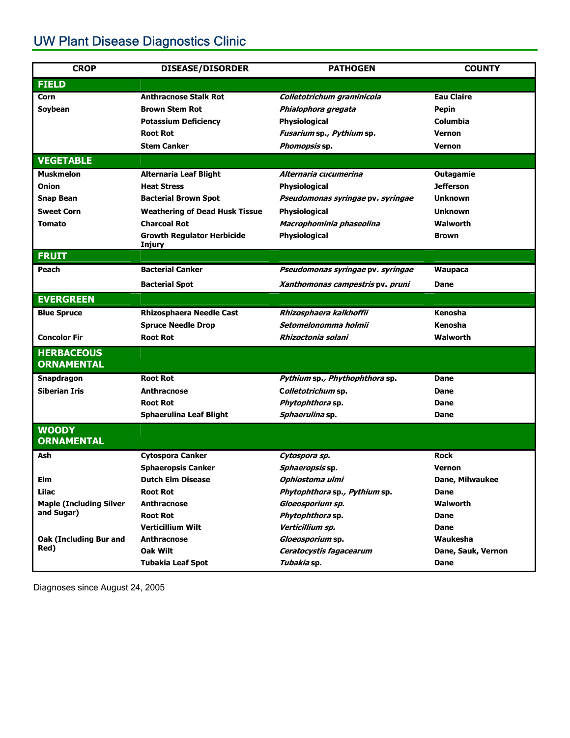## UW Plant Disease Diagnostics Clinic

| CROP | DISEASE/DISORDER | PATHOGEN | COUNTY |
|---|---|---|---|
| **FIELD** | | | |
| Corn | Anthracnose Stalk Rot | *Colletotrichum graminicola* | Eau Claire |
| Soybean | Brown Stem Rot | *Phialophora gregata* | Pepin |
| | Potassium Deficiency | Physiological | Columbia |
| | Root Rot | *Fusarium* sp., *Pythium* sp. | Vernon |
| | Stem Canker | *Phomopsis* sp. | Vernon |
| **VEGETABLE** | | | |
| Muskmelon | Alternaria Leaf Blight | *Alternaria cucumerina* | Outagamie |
| Onion | Heat Stress | Physiological | Jefferson |
| Snap Bean | Bacterial Brown Spot | *Pseudomonas syringae* pv. *syringae* | Unknown |
| Sweet Corn | Weathering of Dead Husk Tissue | Physiological | Unknown |
| Tomato | Charcoal Rot | *Macrophominia phaseolina* | Walworth |
| | Growth Regulator Herbicide Injury | Physiological | Brown |
| **FRUIT** | | | |
| Peach | Bacterial Canker | *Pseudomonas syringae* pv. *syringae* | Waupaca |
| | Bacterial Spot | *Xanthomonas campestris* pv. *pruni* | Dane |
| **EVERGREEN** | | | |
| Blue Spruce | Rhizosphaera Needle Cast | *Rhizosphaera kalkhoffii* | Kenosha |
| | Spruce Needle Drop | *Setomelonomma holmii* | Kenosha |
| Concolor Fir | Root Rot | *Rhizoctonia solani* | Walworth |
| **HERBACEOUS ORNAMENTAL** | | | |
| Snapdragon | Root Rot | *Pythium* sp., *Phythophthora* sp. | Dane |
| Siberian Iris | Anthracnose | *Colletotrichum* sp. | Dane |
| | Root Rot | *Phytophthora* sp. | Dane |
| | Sphaerulina Leaf Blight | *Sphaerulina* sp. | Dane |
| **WOODY ORNAMENTAL** | | | |
| Ash | Cytospora Canker | *Cytospora sp.* | Rock |
| | Sphaeropsis Canker | *Sphaeropsis* sp. | Vernon |
| Elm | Dutch Elm Disease | *Ophiostoma ulmi* | Dane, Milwaukee |
| Lilac | Root Rot | *Phytophthora* sp., *Pythium* sp. | Dane |
| Maple (Including Silver and Sugar) | Anthracnose | *Gloeosporium sp.* | Walworth |
| | Root Rot | *Phytophthora* sp. | Dane |
| | Verticillium Wilt | *Verticillium sp.* | Dane |
| Oak (Including Bur and Red) | Anthracnose | *Gloeosporium* sp. | Waukesha |
| | Oak Wilt | *Ceratocystis fagacearum* | Dane, Sauk, Vernon |
| | Tubakia Leaf Spot | *Tubakia* sp. | Dane |

Diagnoses since August 24, 2005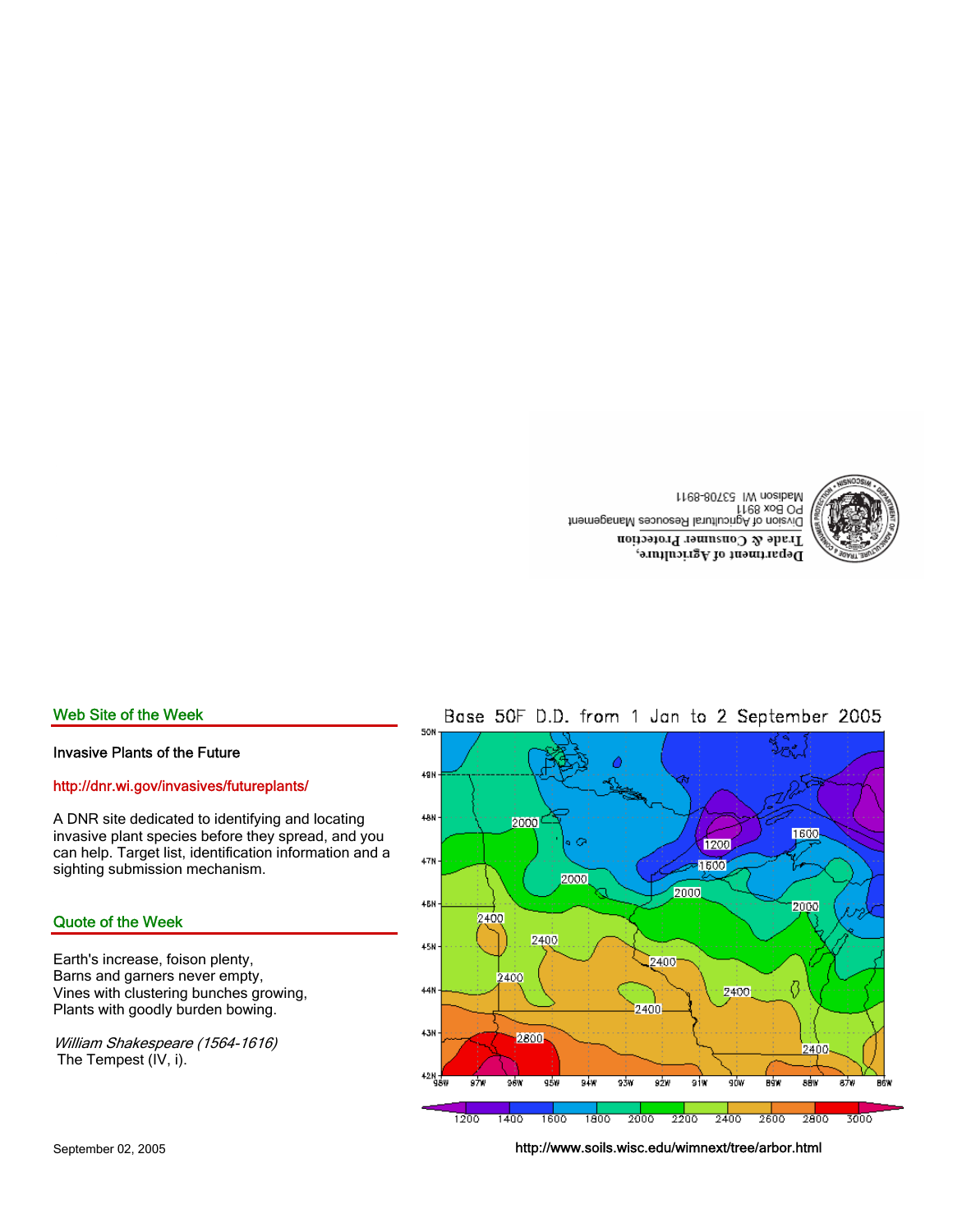Department of Agriculture,
Trade & Consumer Protection
Division of Agricultural Resouces Management
PO Box 8911
Madison WI 53708-8911

## Web Site of the Week

Invasive Plants of the Future

http://dnr.wi.gov/invasives/futureplants/

A DNR site dedicated to identifying and locating invasive plant species before they spread, and you can help. Target list, identification information and a sighting submission mechanism.

## Quote of the Week

Earth's increase, foison plenty,
Barns and garners never empty,
Vines with clustering bunches growing,
Plants with goodly burden bowing.

*William Shakespeare (1564-1616)*
The Tempest (IV, i).

Base 50F D.D. from 1 Jan to 2 September 2005

50N
49N
48N
47N
46N
45N
44N
43N
42N
98W 97W 96W 95W 94W 93W 92W 91W 90W 89W 88W 87W 86W

2000
1200
1600
1600
2000
2000
2000
2400
2400
2400
2400
2400
2400
2800
2400

1200 1400 1600 1800 2000 2200 2400 2600 2800 3000

http://www.soils.wisc.edu/wimnext/tree/arbor.html

September 02, 2005